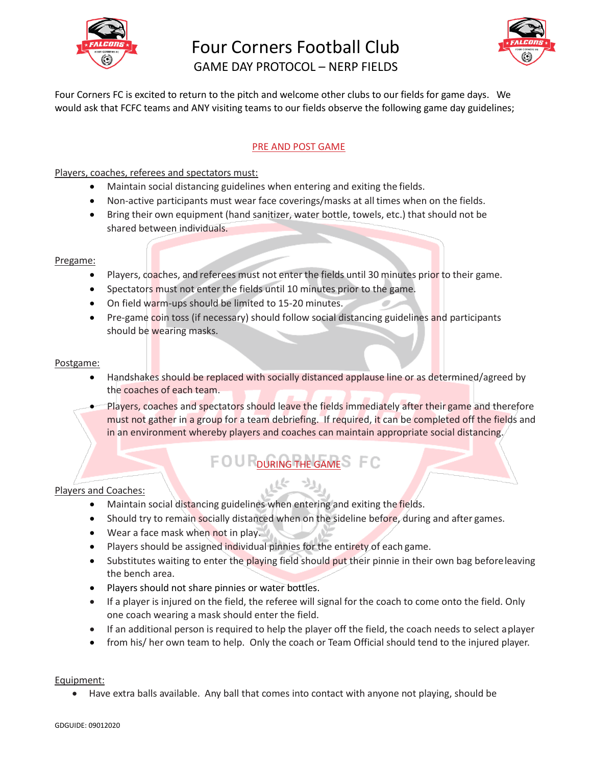# Four Corners Football Club

## GAME DAY PROTOCOL – NERP FIELDS

Four Corners FC is excited to return to the pitch and welcome other clubs to our fields for game days. We would ask that FCFC teams and ANY visiting teams to our fields observe the following game day guidelines;

### PRE AND POST GAME

Players, coaches, referees and spectators must:

- Maintain social distancing guidelines when entering and exiting the fields.
- Non-active participants must wear face coverings/masks at all times when on the fields.
- Bring their own equipment (hand sanitizer, water bottle, towels, etc.) that should not be shared between individuals.

Pregame:

- Players, coaches, and referees must not enter the fields until 30 minutes prior to their game.
- Spectators must not enter the fields until 10 minutes prior to the game.
- On field warm-ups should be limited to 15-20 minutes.
- Pre-game coin toss (if necessary) should follow social distancing guidelines and participants should be wearing masks.

Postgame:

- Handshakes should be replaced with socially distanced applause line or as determined/agreed by the coaches of each team.
- Players, coaches and spectators should leave the fields immediately after their game and therefore must not gather in a group for a team debriefing. If required, it can be completed off the fields and in an environment whereby players and coaches can maintain appropriate social distancing.

### DURING THE GAME

Players and Coaches:

- Maintain social distancing guidelines when entering and exiting the fields.
- Should try to remain socially distanced when on the sideline before, during and after games.
- Wear a face mask when not in play.
- Players should be assigned individual pinnies for the entirety of each game.
- Substitutes waiting to enter the playing field should put their pinnie in their own bag before leaving the bench area.
- Players should not share pinnies or water bottles.
- If a player is injured on the field, the referee will signal for the coach to come onto the field. Only one coach wearing a mask should enter the field.
- If an additional person is required to help the player off the field, the coach needs to select a player
- from his/ her own team to help. Only the coach or Team Official should tend to the injured player.

Equipment:

- Have extra balls available. Any ball that comes into contact with anyone not playing, should be

GDGUIDE: 09012020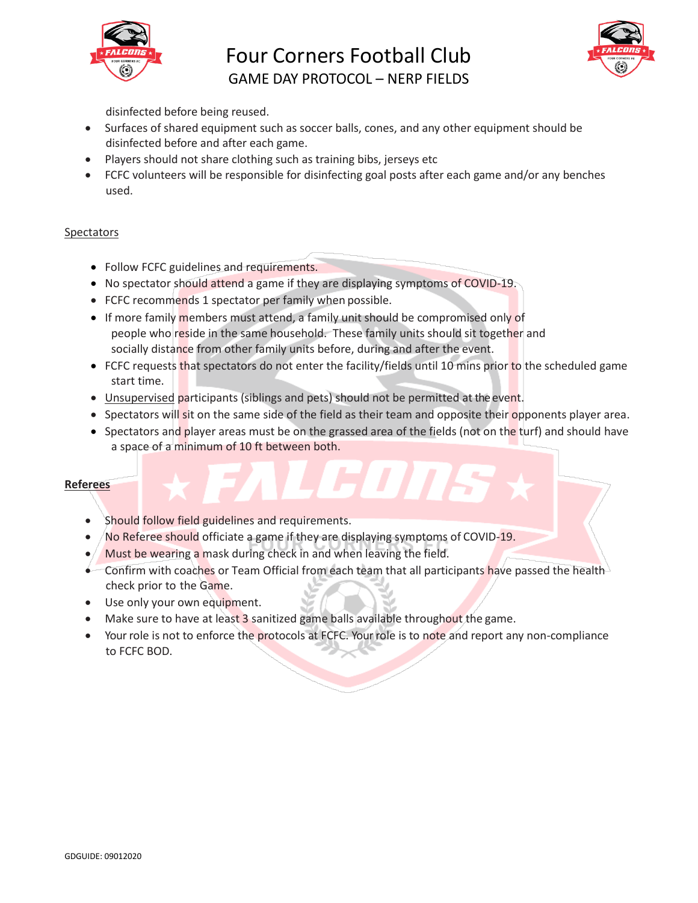disinfected before being reused.

- Surfaces of shared equipment such as soccer balls, cones, and any other equipment should be disinfected before and after each game.
- Players should not share clothing such as training bibs, jerseys etc
- FCFC volunteers will be responsible for disinfecting goal posts after each game and/or any benches used.

## Spectators

- Follow FCFC guidelines and requirements.
- No spectator should attend a game if they are displaying symptoms of COVID-19.
- FCFC recommends 1 spectator per family when possible.
- If more family members must attend, a family unit should be compromised only of people who reside in the same household. These family units should sit together and socially distance from other family units before, during and after the event.
- FCFC requests that spectators do not enter the facility/fields until 10 mins prior to the scheduled game start time.
- Unsupervised participants (siblings and pets) should not be permitted at the event.
- Spectators will sit on the same side of the field as their team and opposite their opponents player area.
- Spectators and player areas must be on the grassed area of the fields (not on the turf) and should have a space of a minimum of 10 ft between both.

## **Referees**

- Should follow field guidelines and requirements.
- No Referee should officiate a game if they are displaying symptoms of COVID-19.
- Must be wearing a mask during check in and when leaving the field.
- Confirm with coaches or Team Official from each team that all participants have passed the health check prior to the Game.
- Use only your own equipment.
- Make sure to have at least 3 sanitized game balls available throughout the game.
- Your role is not to enforce the protocols at FCFC. Your role is to note and report any non-compliance to FCFC BOD.

GDGUIDE: 09012020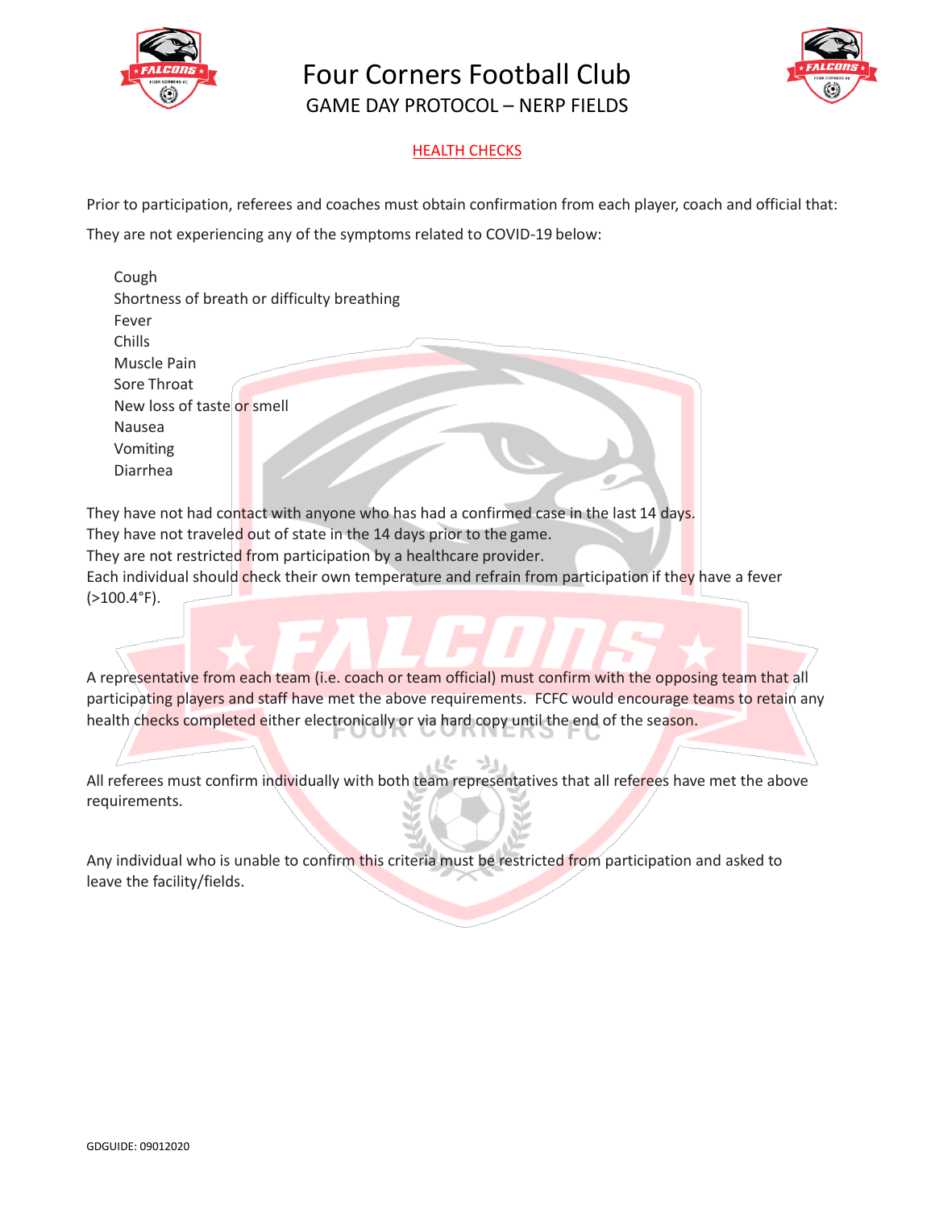# Four Corners Football Club

## GAME DAY PROTOCOL – NERP FIELDS

### HEALTH CHECKS

Prior to participation, referees and coaches must obtain confirmation from each player, coach and official that:

They are not experiencing any of the symptoms related to COVID-19 below:

- Cough
- Shortness of breath or difficulty breathing
- Fever
- Chills
- Muscle Pain
- Sore Throat
- New loss of taste or smell
- Nausea
- Vomiting
- Diarrhea

They have not had contact with anyone who has had a confirmed case in the last 14 days.
They have not traveled out of state in the 14 days prior to the game.
They are not restricted from participation by a healthcare provider.
Each individual should check their own temperature and refrain from participation if they have a fever (>100.4°F).

A representative from each team (i.e. coach or team official) must confirm with the opposing team that all participating players and staff have met the above requirements. FCFC would encourage teams to retain any health checks completed either electronically or via hard copy until the end of the season.

All referees must confirm individually with both team representatives that all referees have met the above requirements.

Any individual who is unable to confirm this criteria must be restricted from participation and asked to leave the facility/fields.

GDGUIDE: 09012020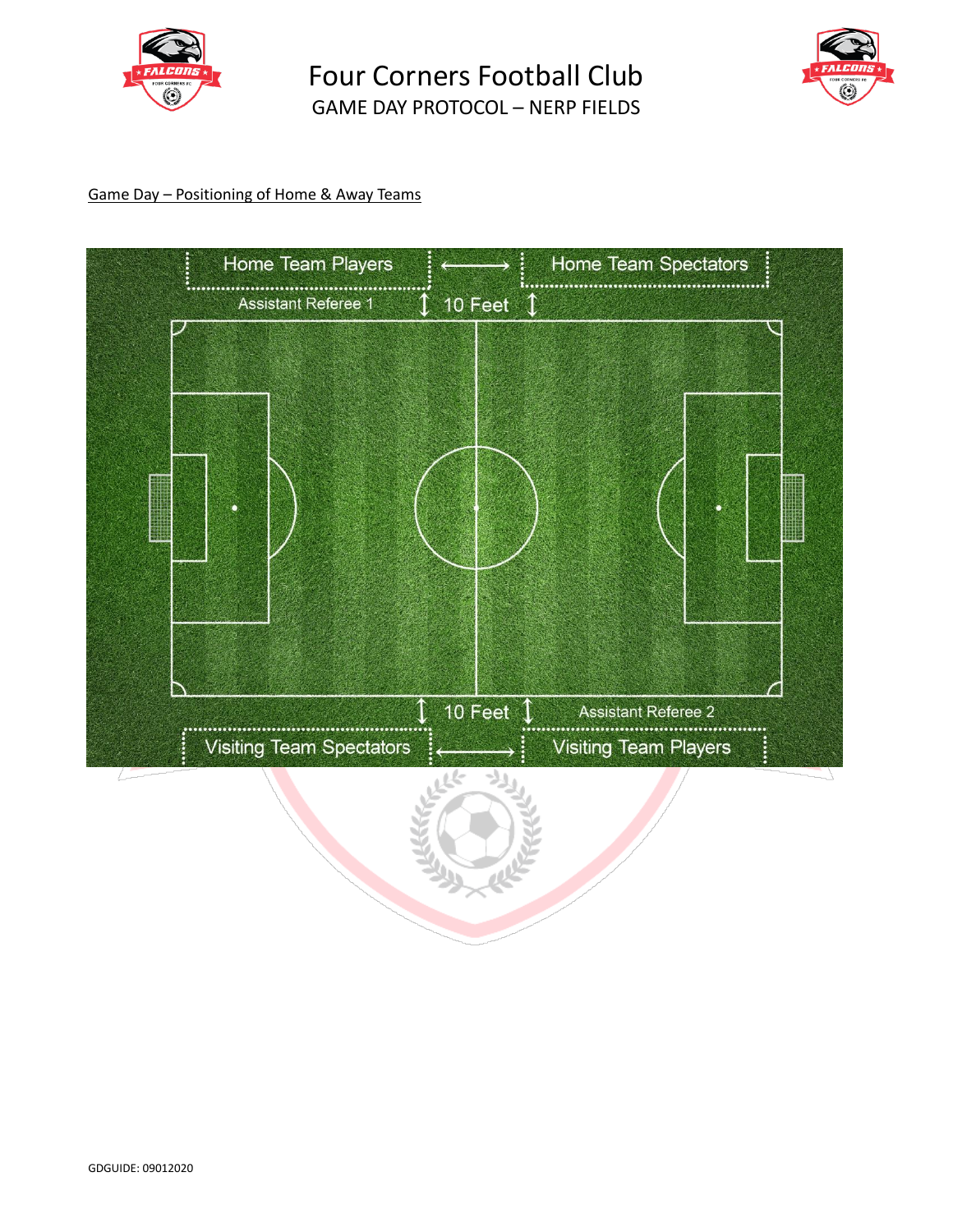# Four Corners Football Club

## GAME DAY PROTOCOL – NERP FIELDS

Game Day – Positioning of Home & Away Teams

Home Team Players

Home Team Spectators

Assistant Referee 1

10 Feet

10 Feet

Assistant Referee 2

Visiting Team Spectators

Visiting Team Players

GDGUIDE: 09012020